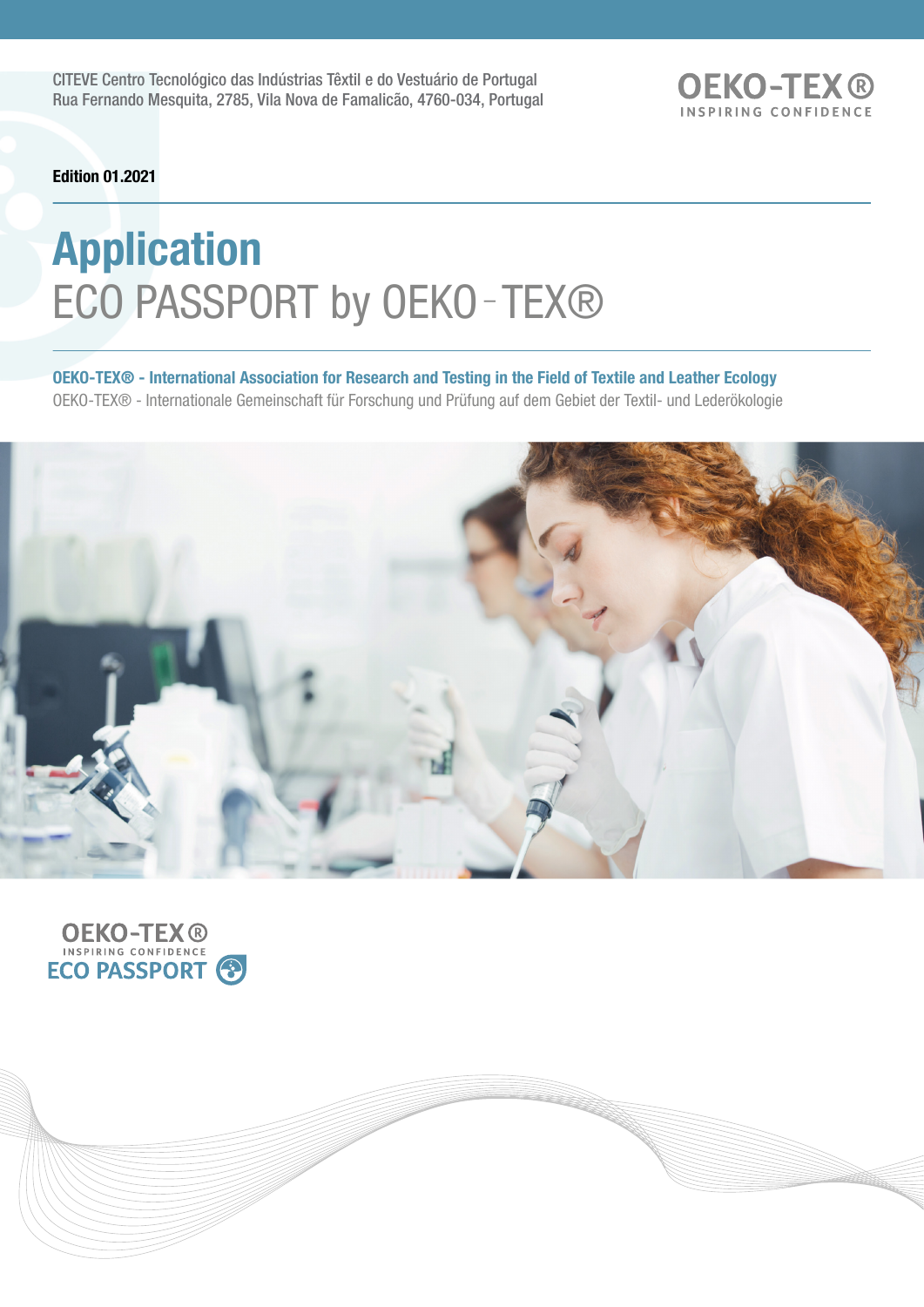CITEVE Centro Tecnológico das Indústrias Têxtil e do Vestuário de Portugal
Rua Fernando Mesquita, 2785, Vila Nova de Famalicão, 4760-034, Portugal

OEKO-TEX®
INSPIRING CONFIDENCE

**Edition 01.2021**

# Application
# ECO PASSPORT by OEKO-TEX®

**OEKO-TEX® - International Association for Research and Testing in the Field of Textile and Leather Ecology**

OEKO-TEX® - Internationale Gemeinschaft für Forschung und Prüfung auf dem Gebiet der Textil- und Lederökologie

OEKO-TEX®
INSPIRING CONFIDENCE
ECO PASSPORT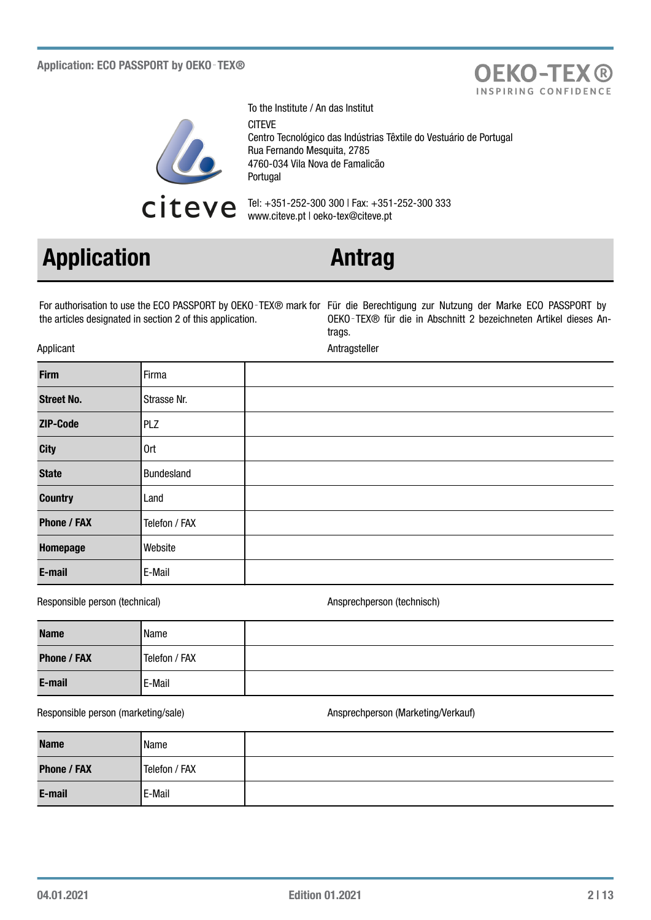To the Institute / An das Institut

CITEVE
Centro Tecnológico das Indústrias Têxtile do Vestuário de Portugal
Rua Fernando Mesquita, 2785
4760-034 Vila Nova de Famalicão
Portugal

Tel: +351-252-300 300 | Fax: +351-252-300 333
www.citeve.pt | oeko-tex@citeve.pt

# Application / Antrag

For authorisation to use the ECO PASSPORT by OEKO‑TEX® mark for the articles designated in section 2 of this application.

Für die Berechtigung zur Nutzung der Marke ECO PASSPORT by OEKO‑TEX® für die in Abschnitt 2 bezeichneten Artikel dieses Antrags.

Applicant / Antragsteller

| | | |
|---|---|---|
| **Firm** | Firma | |
| **Street No.** | Strasse Nr. | |
| **ZIP-Code** | PLZ | |
| **City** | Ort | |
| **State** | Bundesland | |
| **Country** | Land | |
| **Phone / FAX** | Telefon / FAX | |
| **Homepage** | Website | |
| **E-mail** | E-Mail | |

Responsible person (technical) / Ansprechperson (technisch)

| | | |
|---|---|---|
| **Name** | Name | |
| **Phone / FAX** | Telefon / FAX | |
| **E-mail** | E-Mail | |

Responsible person (marketing/sale) / Ansprechperson (Marketing/Verkauf)

| | | |
|---|---|---|
| **Name** | Name | |
| **Phone / FAX** | Telefon / FAX | |
| **E-mail** | E-Mail | |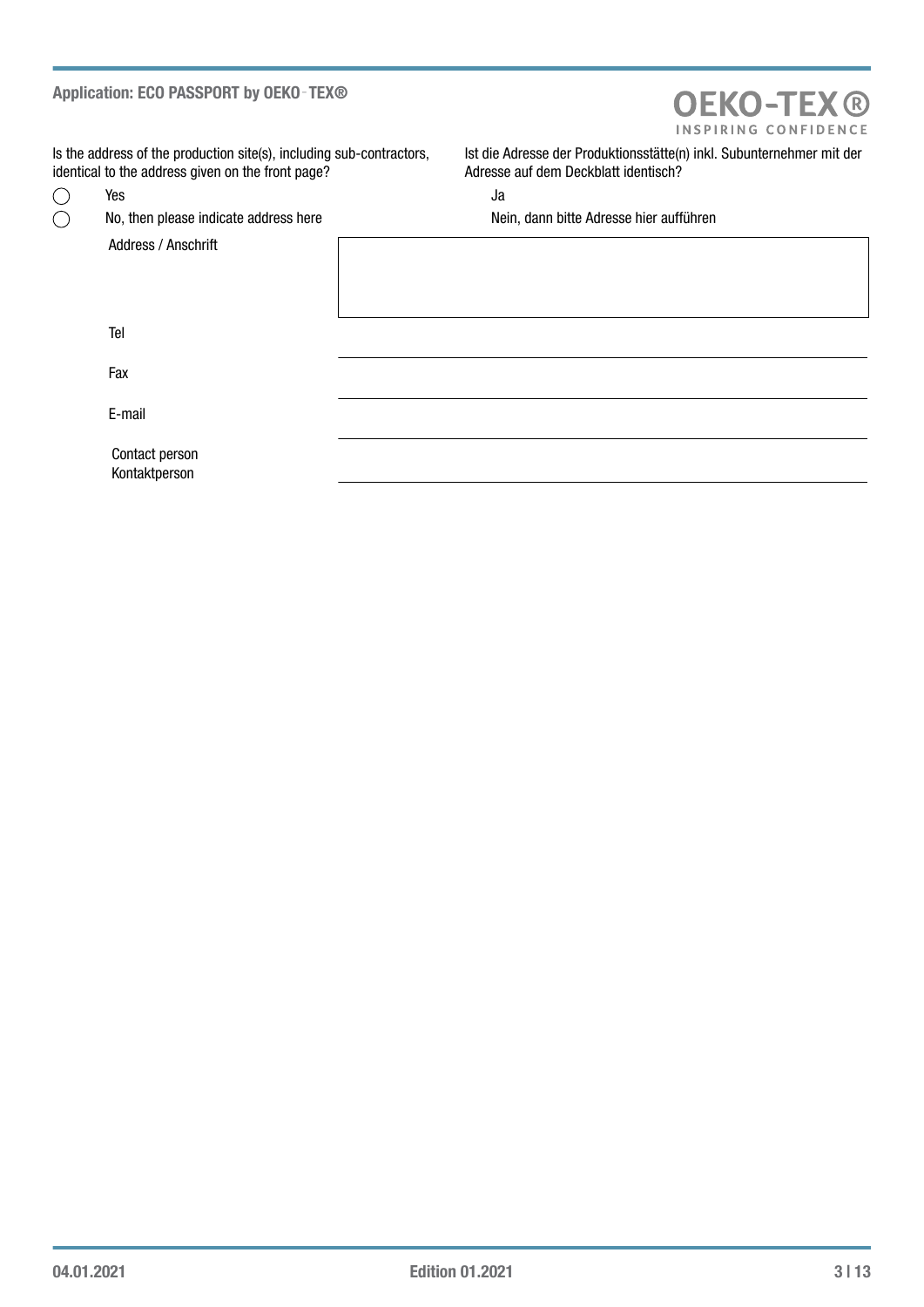Is the address of the production site(s), including sub-contractors, identical to the address given on the front page?

Ist die Adresse der Produktionsstätte(n) inkl. Subunternehmer mit der Adresse auf dem Deckblatt identisch?

- ◯ Yes / Ja
- ◯ No, then please indicate address here / Nein, dann bitte Adresse hier aufführen

| | |
|---|---|
| Address / Anschrift | |
| Tel | |
| Fax | |
| E-mail | |
| Contact person<br>Kontaktperson | |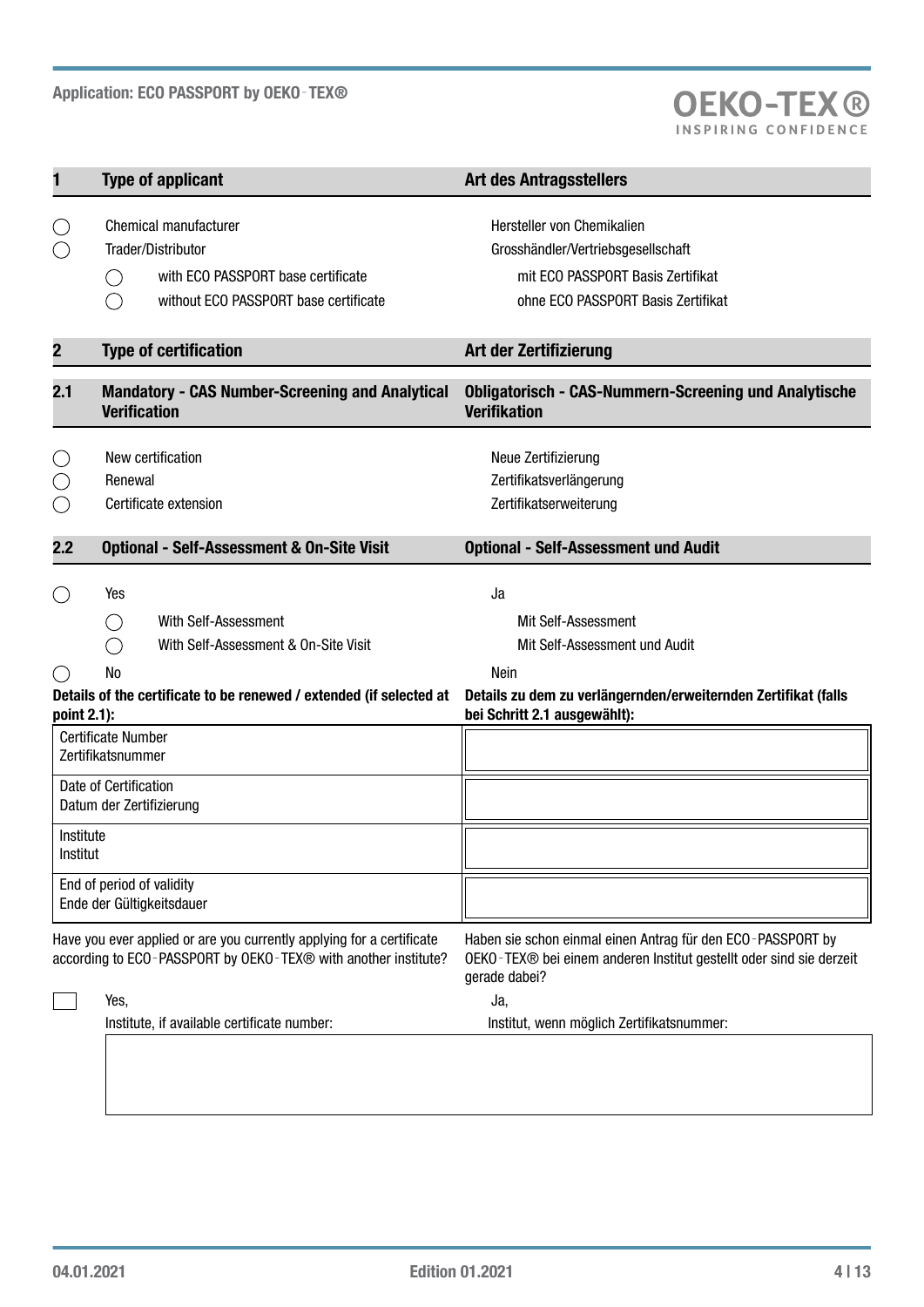## 1 Type of applicant — Art des Antragsstellers

| | English | Deutsch |
|---|---|---|
| ◯ | Chemical manufacturer | Hersteller von Chemikalien |
| ◯ | Trader/Distributor | Grosshändler/Vertriebsgesellschaft |
| ◯ | with ECO PASSPORT base certificate | mit ECO PASSPORT Basis Zertifikat |
| ◯ | without ECO PASSPORT base certificate | ohne ECO PASSPORT Basis Zertifikat |

## 2 Type of certification — Art der Zertifizierung

### 2.1 Mandatory - CAS Number-Screening and Analytical Verification — Obligatorisch - CAS-Nummern-Screening und Analytische Verifikation

| | English | Deutsch |
|---|---|---|
| ◯ | New certification | Neue Zertifizierung |
| ◯ | Renewal | Zertifikatsverlängerung |
| ◯ | Certificate extension | Zertifikatserweiterung |

### 2.2 Optional - Self-Assessment & On-Site Visit — Optional - Self-Assessment und Audit

| | English | Deutsch |
|---|---|---|
| ◯ | Yes | Ja |
| ◯ | With Self-Assessment | Mit Self-Assessment |
| ◯ | With Self-Assessment & On-Site Visit | Mit Self-Assessment und Audit |
| ◯ | No | Nein |

**Details of the certificate to be renewed / extended (if selected at point 2.1):**

**Details zu dem zu verlängernden/erweiternden Zertifikat (falls bei Schritt 2.1 ausgewählt):**

| Field | |
|---|---|
| Certificate Number / Zertifikatsnummer | |
| Date of Certification / Datum der Zertifizierung | |
| Institute / Institut | |
| End of period of validity / Ende der Gültigkeitsdauer | |

Have you ever applied or are you currently applying for a certificate according to ECO‑PASSPORT by OEKO‑TEX® with another institute?

Haben sie schon einmal einen Antrag für den ECO‑PASSPORT by OEKO‑TEX® bei einem anderen Institut gestellt oder sind sie derzeit gerade dabei?

☐ Yes, / Ja,

Institute, if available certificate number: / Institut, wenn möglich Zertifikatsnummer:

| |
|---|
| |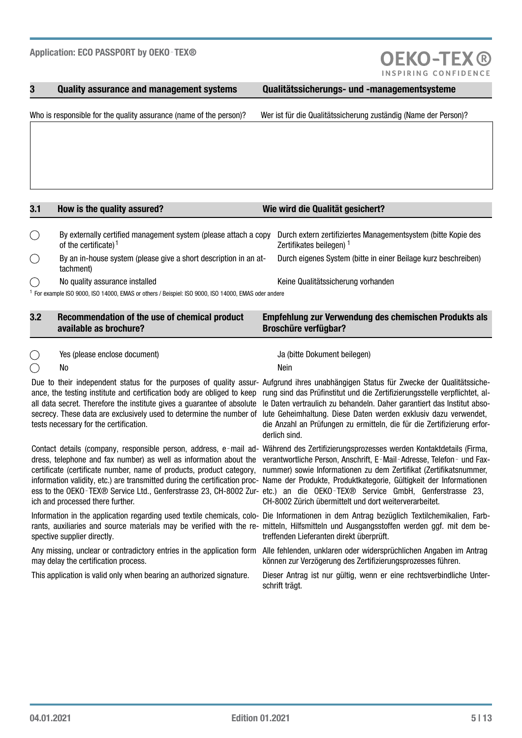## 3 Quality assurance and management systems / Qualitätssicherungs- und -managementsysteme

Who is responsible for the quality assurance (name of the person)? / Wer ist für die Qualitätssicherung zuständig (Name der Person)?

| |
|---|
| |

### 3.1 How is the quality assured? / Wie wird die Qualität gesichert?

- ◯ By externally certified management system (please attach a copy of the certificate)[1] / Durch extern zertifiziertes Managementsystem (bitte Kopie des Zertifikates beilegen)[1]
- ◯ By an in-house system (please give a short description in an attachment) / Durch eigenes System (bitte in einer Beilage kurz beschreiben)
- ◯ No quality assurance installed / Keine Qualitätssicherung vorhanden

[1] For example ISO 9000, ISO 14000, EMAS or others / Beispiel: ISO 9000, ISO 14000, EMAS oder andere

### 3.2 Recommendation of the use of chemical product available as brochure? / Empfehlung zur Verwendung des chemischen Produkts als Broschüre verfügbar?

- ◯ Yes (please enclose document) / Ja (bitte Dokument beilegen)
- ◯ No / Nein

Due to their independent status for the purposes of quality assurance, the testing institute and certification body are obliged to keep all data secret. Therefore the institute gives a guarantee of absolute secrecy. These data are exclusively used to determine the number of tests necessary for the certification.

Aufgrund ihres unabhängigen Status für Zwecke der Qualitätssicherung sind das Prüfinstitut und die Zertifizierungsstelle verpflichtet, alle Daten vertraulich zu behandeln. Daher garantiert das Institut absolute Geheimhaltung. Diese Daten werden exklusiv dazu verwendet, die Anzahl an Prüfungen zu ermitteln, die für die Zertifizierung erforderlich sind.

Contact details (company, responsible person, address, e-mail address, telephone and fax number) as well as information about the certificate (certificate number, name of products, product category, information validity, etc.) are transmitted during the certification process to the OEKO-TEX® Service Ltd., Genferstrasse 23, CH-8002 Zurich and processed there further.

Während des Zertifizierungsprozesses werden Kontaktdetails (Firma, verantwortliche Person, Anschrift, E-Mail-Adresse, Telefon- und Faxnummer) sowie Informationen zu dem Zertifikat (Zertifikatsnummer, Name der Produkte, Produktkategorie, Gültigkeit der Informationen etc.) an die OEKO-TEX® Service GmbH, Genferstrasse 23, CH-8002 Zürich übermittelt und dort weiterverarbeitet.

Information in the application regarding used textile chemicals, colorants, auxiliaries and source materials may be verified with the respective supplier directly.

Die Informationen in dem Antrag bezüglich Textilchemikalien, Farbmitteln, Hilfsmitteln und Ausgangsstoffen werden ggf. mit dem betreffenden Lieferanten direkt überprüft.

Any missing, unclear or contradictory entries in the application form may delay the certification process.

Alle fehlenden, unklaren oder widersprüchlichen Angaben im Antrag können zur Verzögerung des Zertifizierungsprozesses führen.

This application is valid only when bearing an authorized signature.

Dieser Antrag ist nur gültig, wenn er eine rechtsverbindliche Unterschrift trägt.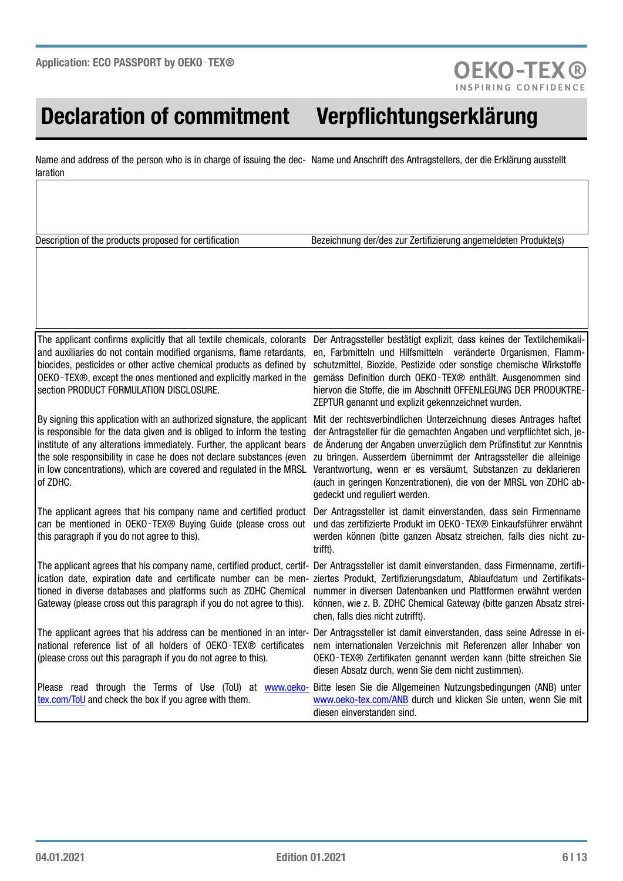# Declaration of commitment — Verpflichtungserklärung

| Name and address of the person who is in charge of issuing the declaration | Name und Anschrift des Antragstellers, der die Erklärung ausstellt |
| --- | --- |
| | |

| Description of the products proposed for certification | Bezeichnung der/des zur Zertifizierung angemeldeten Produkte(s) |
| --- | --- |
| | |

| | |
| --- | --- |
| The applicant confirms explicitly that all textile chemicals, colorants and auxiliaries do not contain modified organisms, flame retardants, biocides, pesticides or other active chemical products as defined by OEKO-TEX®, except the ones mentioned and explicitly marked in the section PRODUCT FORMULATION DISCLOSURE. | Der Antragssteller bestätigt explizit, dass keines der Textilchemikalien, Farbmitteln und Hilfsmitteln veränderte Organismen, Flammschutzmittel, Biozide, Pestizide oder sonstige chemische Wirkstoffe gemäss Definition durch OEKO-TEX® enthält. Ausgenommen sind hiervon die Stoffe, die im Abschnitt OFFENLEGUNG DER PRODUKTREZEPTUR genannt und explizit gekennzeichnet wurden. |
| By signing this application with an authorized signature, the applicant is responsible for the data given and is obliged to inform the testing institute of any alterations immediately. Further, the applicant bears the sole responsibility in case he does not declare substances (even in low concentrations), which are covered and regulated in the MRSL of ZDHC. | Mit der rechtsverbindlichen Unterzeichnung dieses Antrages haftet der Antragsteller für die gemachten Angaben und verpflichtet sich, jede Änderung der Angaben unverzüglich dem Prüfinstitut zur Kenntnis zu bringen. Ausserdem übernimmt der Antragssteller die alleinige Verantwortung, wenn er es versäumt, Substanzen zu deklarieren (auch in geringen Konzentrationen), die von der MRSL von ZDHC abgedeckt und reguliert werden. |
| The applicant agrees that his company name and certified product can be mentioned in OEKO-TEX® Buying Guide (please cross out this paragraph if you do not agree to this). | Der Antragssteller ist damit einverstanden, dass sein Firmenname und das zertifizierte Produkt im OEKO-TEX® Einkaufsführer erwähnt werden können (bitte ganzen Absatz streichen, falls dies nicht zutrifft). |
| The applicant agrees that his company name, certified product, certification date, expiration date and certificate number can be mentioned in diverse databases and platforms such as ZDHC Chemical Gateway (please cross out this paragraph if you do not agree to this). | Der Antragssteller ist damit einverstanden, dass Firmenname, zertifiziertes Produkt, Zertifizierungsdatum, Ablaufdatum und Zertifikatsnummer in diversen Datenbanken und Plattformen erwähnt werden können, wie z. B. ZDHC Chemical Gateway (bitte ganzen Absatz streichen, falls dies nicht zutrifft). |
| The applicant agrees that his address can be mentioned in an international reference list of all holders of OEKO-TEX® certificates (please cross out this paragraph if you do not agree to this). | Der Antragssteller ist damit einverstanden, dass seine Adresse in einem internationalen Verzeichnis mit Referenzen aller Inhaber von OEKO-TEX® Zertifikaten genannt werden kann (bitte streichen Sie diesen Absatz durch, wenn Sie dem nicht zustimmen). |
| Please read through the Terms of Use (ToU) at www.oeko-tex.com/ToU and check the box if you agree with them. | Bitte lesen Sie die Allgemeinen Nutzungsbedingungen (ANB) unter www.oeko-tex.com/ANB durch und klicken Sie unten, wenn Sie mit diesen einverstanden sind. |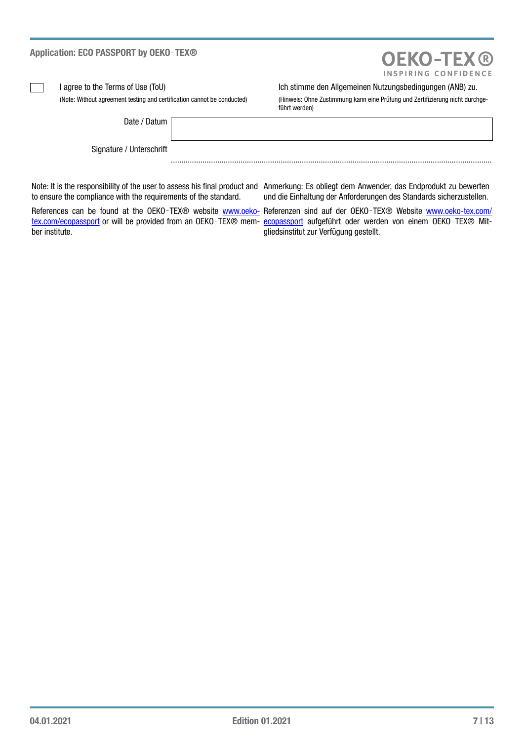☐ I agree to the Terms of Use (ToU)

(Note: Without agreement testing and certification cannot be conducted)

Ich stimme den Allgemeinen Nutzungsbedingungen (ANB) zu.

(Hinweis: Ohne Zustimmung kann eine Prüfung und Zertifizierung nicht durchgeführt werden)

Date / Datum

Signature / Unterschrift

.......................................................................................................................................................

Note: It is the responsibility of the user to assess his final product and to ensure the compliance with the requirements of the standard.

References can be found at the OEKO-TEX® website www.oeko-tex.com/ecopassport or will be provided from an OEKO-TEX® member institute.

Anmerkung: Es obliegt dem Anwender, das Endprodukt zu bewerten und die Einhaltung der Anforderungen des Standards sicherzustellen.

Referenzen sind auf der OEKO-TEX® Website www.oeko-tex.com/ecopassport aufgeführt oder werden von einem OEKO-TEX® Mitgliedsinstitut zur Verfügung gestellt.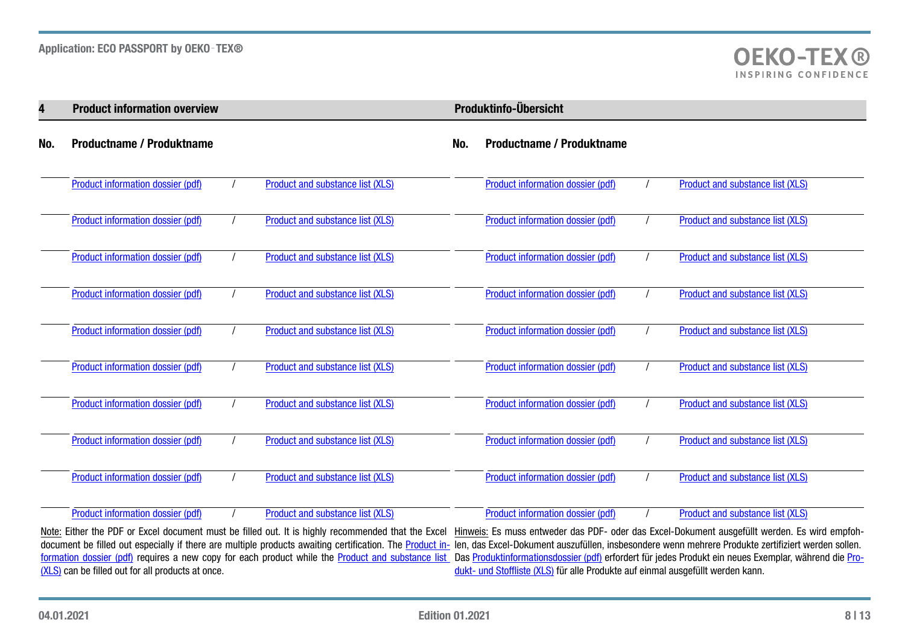## 4 Product information overview / Produktinfo-Übersicht

| No. | Productname / Produktname | | |
|---|---|---|---|
| | Product information dossier (pdf) | / | Product and substance list (XLS) |
| | Product information dossier (pdf) | / | Product and substance list (XLS) |
| | Product information dossier (pdf) | / | Product and substance list (XLS) |
| | Product information dossier (pdf) | / | Product and substance list (XLS) |
| | Product information dossier (pdf) | / | Product and substance list (XLS) |
| | Product information dossier (pdf) | / | Product and substance list (XLS) |
| | Product information dossier (pdf) | / | Product and substance list (XLS) |
| | Product information dossier (pdf) | / | Product and substance list (XLS) |
| | Product information dossier (pdf) | / | Product and substance list (XLS) |
| | Product information dossier (pdf) | / | Product and substance list (XLS) |

| No. | Productname / Produktname | | |
|---|---|---|---|
| | Product information dossier (pdf) | / | Product and substance list (XLS) |
| | Product information dossier (pdf) | / | Product and substance list (XLS) |
| | Product information dossier (pdf) | / | Product and substance list (XLS) |
| | Product information dossier (pdf) | / | Product and substance list (XLS) |
| | Product information dossier (pdf) | / | Product and substance list (XLS) |
| | Product information dossier (pdf) | / | Product and substance list (XLS) |
| | Product information dossier (pdf) | / | Product and substance list (XLS) |
| | Product information dossier (pdf) | / | Product and substance list (XLS) |
| | Product information dossier (pdf) | / | Product and substance list (XLS) |
| | Product information dossier (pdf) | / | Product and substance list (XLS) |

Note: Either the PDF or Excel document must be filled out. It is highly recommended that the Excel document be filled out especially if there are multiple products awaiting certification. The Product information dossier (pdf) requires a new copy for each product while the Product and substance list (XLS) can be filled out for all products at once.

Hinweis: Es muss entweder das PDF- oder das Excel-Dokument ausgefüllt werden. Es wird empfohlen, das Excel-Dokument auszufüllen, insbesondere wenn mehrere Produkte zertifiziert werden sollen. Das Produktinformationsdossier (pdf) erfordert für jedes Produkt ein neues Exemplar, während die Produkt- und Stoffliste (XLS) für alle Produkte auf einmal ausgefüllt werden kann.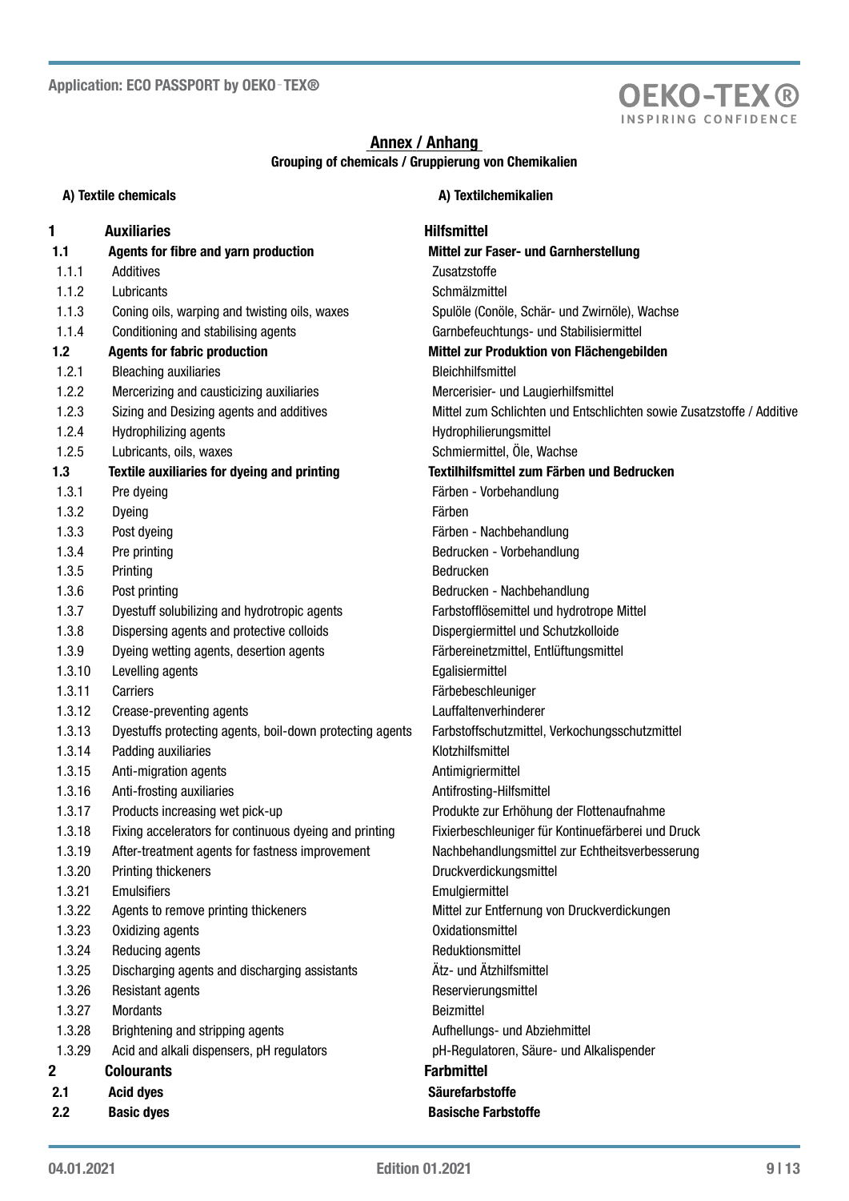## Annex / Anhang

**Grouping of chemicals / Gruppierung von Chemikalien**

| | A) Textile chemicals | A) Textilchemikalien |
|---|---|---|
| **1** | **Auxiliaries** | **Hilfsmittel** |
| **1.1** | **Agents for fibre and yarn production** | **Mittel zur Faser- und Garnherstellung** |
| 1.1.1 | Additives | Zusatzstoffe |
| 1.1.2 | Lubricants | Schmälzmittel |
| 1.1.3 | Coning oils, warping and twisting oils, waxes | Spulöle (Conöle, Schär- und Zwirnöle), Wachse |
| 1.1.4 | Conditioning and stabilising agents | Garnbefeuchtungs- und Stabilisiermittel |
| **1.2** | **Agents for fabric production** | **Mittel zur Produktion von Flächengebilden** |
| 1.2.1 | Bleaching auxiliaries | Bleichhilfsmittel |
| 1.2.2 | Mercerizing and causticizing auxiliaries | Mercerisier- und Laugierhilfsmittel |
| 1.2.3 | Sizing and Desizing agents and additives | Mittel zum Schlichten und Entschlichten sowie Zusatzstoffe / Additive |
| 1.2.4 | Hydrophilizing agents | Hydrophilierungsmittel |
| 1.2.5 | Lubricants, oils, waxes | Schmiermittel, Öle, Wachse |
| **1.3** | **Textile auxiliaries for dyeing and printing** | **Textilhilfsmittel zum Färben und Bedrucken** |
| 1.3.1 | Pre dyeing | Färben - Vorbehandlung |
| 1.3.2 | Dyeing | Färben |
| 1.3.3 | Post dyeing | Färben - Nachbehandlung |
| 1.3.4 | Pre printing | Bedrucken - Vorbehandlung |
| 1.3.5 | Printing | Bedrucken |
| 1.3.6 | Post printing | Bedrucken - Nachbehandlung |
| 1.3.7 | Dyestuff solubilizing and hydrotropic agents | Farbstofflösemittel und hydrotrope Mittel |
| 1.3.8 | Dispersing agents and protective colloids | Dispergiermittel und Schutzkolloide |
| 1.3.9 | Dyeing wetting agents, desertion agents | Färbereinetzmittel, Entlüftungsmittel |
| 1.3.10 | Levelling agents | Egalisiermittel |
| 1.3.11 | Carriers | Färbebeschleuniger |
| 1.3.12 | Crease-preventing agents | Lauffaltenverhinderer |
| 1.3.13 | Dyestuffs protecting agents, boil-down protecting agents | Farbstoffschutzmittel, Verkochungsschutzmittel |
| 1.3.14 | Padding auxiliaries | Klotzhilfsmittel |
| 1.3.15 | Anti-migration agents | Antimigriermittel |
| 1.3.16 | Anti-frosting auxiliaries | Antifrosting-Hilfsmittel |
| 1.3.17 | Products increasing wet pick-up | Produkte zur Erhöhung der Flottenaufnahme |
| 1.3.18 | Fixing accelerators for continuous dyeing and printing | Fixierbeschleuniger für Kontinuefärberei und Druck |
| 1.3.19 | After-treatment agents for fastness improvement | Nachbehandlungsmittel zur Echtheitsverbesserung |
| 1.3.20 | Printing thickeners | Druckverdickungsmittel |
| 1.3.21 | Emulsifiers | Emulgiermittel |
| 1.3.22 | Agents to remove printing thickeners | Mittel zur Entfernung von Druckverdickungen |
| 1.3.23 | Oxidizing agents | Oxidationsmittel |
| 1.3.24 | Reducing agents | Reduktionsmittel |
| 1.3.25 | Discharging agents and discharging assistants | Ätz- und Ätzhilfsmittel |
| 1.3.26 | Resistant agents | Reservierungsmittel |
| 1.3.27 | Mordants | Beizmittel |
| 1.3.28 | Brightening and stripping agents | Aufhellungs- und Abziehmittel |
| 1.3.29 | Acid and alkali dispensers, pH regulators | pH-Regulatoren, Säure- und Alkalispender |
| **2** | **Colourants** | **Farbmittel** |
| **2.1** | **Acid dyes** | **Säurefarbstoffe** |
| **2.2** | **Basic dyes** | **Basische Farbstoffe** |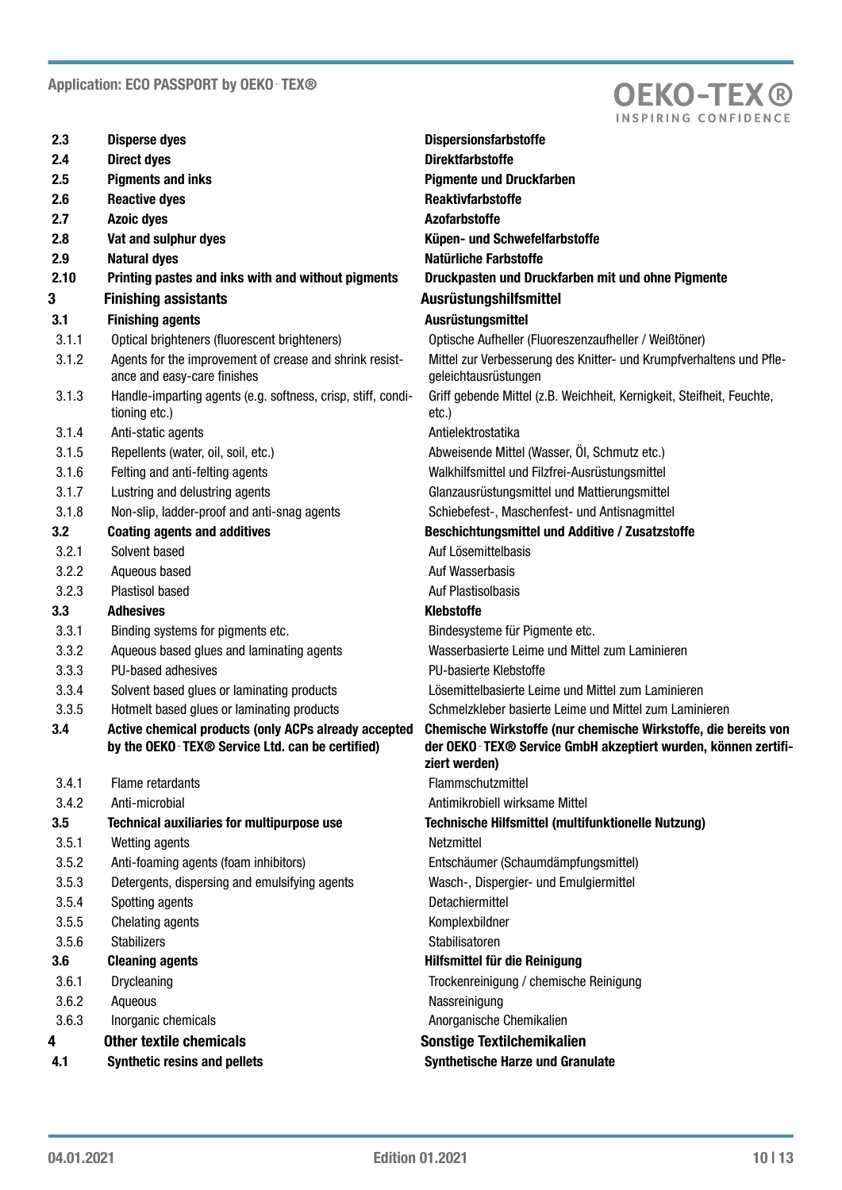| | | |
|---|---|---|
| **2.3** | **Disperse dyes** | **Dispersionsfarbstoffe** |
| **2.4** | **Direct dyes** | **Direktfarbstoffe** |
| **2.5** | **Pigments and inks** | **Pigmente und Druckfarben** |
| **2.6** | **Reactive dyes** | **Reaktivfarbstoffe** |
| **2.7** | **Azoic dyes** | **Azofarbstoffe** |
| **2.8** | **Vat and sulphur dyes** | **Küpen- und Schwefelfarbstoffe** |
| **2.9** | **Natural dyes** | **Natürliche Farbstoffe** |
| **2.10** | **Printing pastes and inks with and without pigments** | **Druckpasten und Druckfarben mit und ohne Pigmente** |
| **3** | **Finishing assistants** | **Ausrüstungshilfsmittel** |
| **3.1** | **Finishing agents** | **Ausrüstungsmittel** |
| 3.1.1 | Optical brighteners (fluorescent brighteners) | Optische Aufheller (Fluoreszenzaufheller / Weißtöner) |
| 3.1.2 | Agents for the improvement of crease and shrink resistance and easy-care finishes | Mittel zur Verbesserung des Knitter- und Krumpfverhaltens und Pflegeleichtausrüstungen |
| 3.1.3 | Handle-imparting agents (e.g. softness, crisp, stiff, conditioning etc.) | Griff gebende Mittel (z.B. Weichheit, Kernigkeit, Steifheit, Feuchte, etc.) |
| 3.1.4 | Anti-static agents | Antielektrostatika |
| 3.1.5 | Repellents (water, oil, soil, etc.) | Abweisende Mittel (Wasser, Öl, Schmutz etc.) |
| 3.1.6 | Felting and anti-felting agents | Walkhilfsmittel und Filzfrei-Ausrüstungsmittel |
| 3.1.7 | Lustring and delustring agents | Glanzausrüstungsmittel und Mattierungsmittel |
| 3.1.8 | Non-slip, ladder-proof and anti-snag agents | Schiebefest-, Maschenfest- und Antisnagmittel |
| **3.2** | **Coating agents and additives** | **Beschichtungsmittel und Additive / Zusatzstoffe** |
| 3.2.1 | Solvent based | Auf Lösemittelbasis |
| 3.2.2 | Aqueous based | Auf Wasserbasis |
| 3.2.3 | Plastisol based | Auf Plastisolbasis |
| **3.3** | **Adhesives** | **Klebstoffe** |
| 3.3.1 | Binding systems for pigments etc. | Bindesysteme für Pigmente etc. |
| 3.3.2 | Aqueous based glues and laminating agents | Wasserbasierte Leime und Mittel zum Laminieren |
| 3.3.3 | PU-based adhesives | PU-basierte Klebstoffe |
| 3.3.4 | Solvent based glues or laminating products | Lösemittelbasierte Leime und Mittel zum Laminieren |
| 3.3.5 | Hotmelt based glues or laminating products | Schmelzkleber basierte Leime und Mittel zum Laminieren |
| **3.4** | **Active chemical products (only ACPs already accepted by the OEKO-TEX® Service Ltd. can be certified)** | **Chemische Wirkstoffe (nur chemische Wirkstoffe, die bereits von der OEKO-TEX® Service GmbH akzeptiert wurden, können zertifiziert werden)** |
| 3.4.1 | Flame retardants | Flammschutzmittel |
| 3.4.2 | Anti-microbial | Antimikrobiell wirksame Mittel |
| **3.5** | **Technical auxiliaries for multipurpose use** | **Technische Hilfsmittel (multifunktionelle Nutzung)** |
| 3.5.1 | Wetting agents | Netzmittel |
| 3.5.2 | Anti-foaming agents (foam inhibitors) | Entschäumer (Schaumdämpfungsmittel) |
| 3.5.3 | Detergents, dispersing and emulsifying agents | Wasch-, Dispergier- und Emulgiermittel |
| 3.5.4 | Spotting agents | Detachiermittel |
| 3.5.5 | Chelating agents | Komplexbildner |
| 3.5.6 | Stabilizers | Stabilisatoren |
| **3.6** | **Cleaning agents** | **Hilfsmittel für die Reinigung** |
| 3.6.1 | Drycleaning | Trockenreinigung / chemische Reinigung |
| 3.6.2 | Aqueous | Nassreinigung |
| 3.6.3 | Inorganic chemicals | Anorganische Chemikalien |
| **4** | **Other textile chemicals** | **Sonstige Textilchemikalien** |
| **4.1** | **Synthetic resins and pellets** | **Synthetische Harze und Granulate** |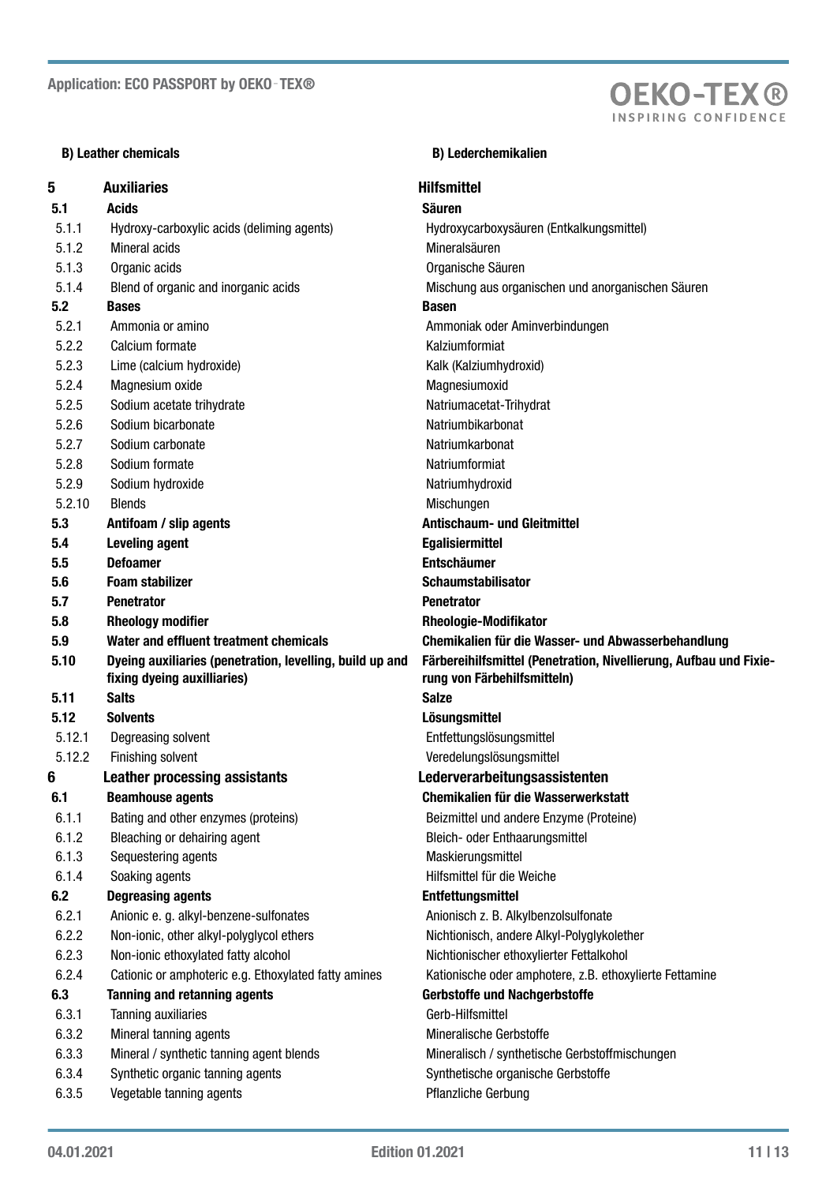| B) Leather chemicals | | B) Lederchemikalien |
|---|---|---|
| **5** | **Auxiliaries** | **Hilfsmittel** |
| **5.1** | **Acids** | **Säuren** |
| 5.1.1 | Hydroxy-carboxylic acids (deliming agents) | Hydroxycarboxysäuren (Entkalkungsmittel) |
| 5.1.2 | Mineral acids | Mineralsäuren |
| 5.1.3 | Organic acids | Organische Säuren |
| 5.1.4 | Blend of organic and inorganic acids | Mischung aus organischen und anorganischen Säuren |
| **5.2** | **Bases** | **Basen** |
| 5.2.1 | Ammonia or amino | Ammoniak oder Aminverbindungen |
| 5.2.2 | Calcium formate | Kalziumformiat |
| 5.2.3 | Lime (calcium hydroxide) | Kalk (Kalziumhydroxid) |
| 5.2.4 | Magnesium oxide | Magnesiumoxid |
| 5.2.5 | Sodium acetate trihydrate | Natriumacetat-Trihydrat |
| 5.2.6 | Sodium bicarbonate | Natriumbikarbonat |
| 5.2.7 | Sodium carbonate | Natriumkarbonat |
| 5.2.8 | Sodium formate | Natriumformiat |
| 5.2.9 | Sodium hydroxide | Natriumhydroxid |
| 5.2.10 | Blends | Mischungen |
| **5.3** | **Antifoam / slip agents** | **Antischaum- und Gleitmittel** |
| **5.4** | **Leveling agent** | **Egalisiermittel** |
| **5.5** | **Defoamer** | **Entschäumer** |
| **5.6** | **Foam stabilizer** | **Schaumstabilisator** |
| **5.7** | **Penetrator** | **Penetrator** |
| **5.8** | **Rheology modifier** | **Rheologie-Modifikator** |
| **5.9** | **Water and effluent treatment chemicals** | **Chemikalien für die Wasser- und Abwasserbehandlung** |
| **5.10** | **Dyeing auxiliaries (penetration, levelling, build up and fixing dyeing auxilliaries)** | **Färbereihilfsmittel (Penetration, Nivellierung, Aufbau und Fixierung von Färbehilfsmitteln)** |
| **5.11** | **Salts** | **Salze** |
| **5.12** | **Solvents** | **Lösungsmittel** |
| 5.12.1 | Degreasing solvent | Entfettungslösungsmittel |
| 5.12.2 | Finishing solvent | Veredelungslösungsmittel |
| **6** | **Leather processing assistants** | **Lederverarbeitungsassistenten** |
| **6.1** | **Beamhouse agents** | **Chemikalien für die Wasserwerkstatt** |
| 6.1.1 | Bating and other enzymes (proteins) | Beizmittel und andere Enzyme (Proteine) |
| 6.1.2 | Bleaching or dehairing agent | Bleich- oder Enthaarungsmittel |
| 6.1.3 | Sequestering agents | Maskierungsmittel |
| 6.1.4 | Soaking agents | Hilfsmittel für die Weiche |
| **6.2** | **Degreasing agents** | **Entfettungsmittel** |
| 6.2.1 | Anionic e. g. alkyl-benzene-sulfonates | Anionisch z. B. Alkylbenzolsulfonate |
| 6.2.2 | Non-ionic, other alkyl-polyglycol ethers | Nichtionisch, andere Alkyl-Polyglykolether |
| 6.2.3 | Non-ionic ethoxylated fatty alcohol | Nichtionischer ethoxylierter Fettalkohol |
| 6.2.4 | Cationic or amphoteric e.g. Ethoxylated fatty amines | Kationische oder amphotere, z.B. ethoxylierte Fettamine |
| **6.3** | **Tanning and retanning agents** | **Gerbstoffe und Nachgerbstoffe** |
| 6.3.1 | Tanning auxiliaries | Gerb-Hilfsmittel |
| 6.3.2 | Mineral tanning agents | Mineralische Gerbstoffe |
| 6.3.3 | Mineral / synthetic tanning agent blends | Mineralisch / synthetische Gerbstoffmischungen |
| 6.3.4 | Synthetic organic tanning agents | Synthetische organische Gerbstoffe |
| 6.3.5 | Vegetable tanning agents | Pflanzliche Gerbung |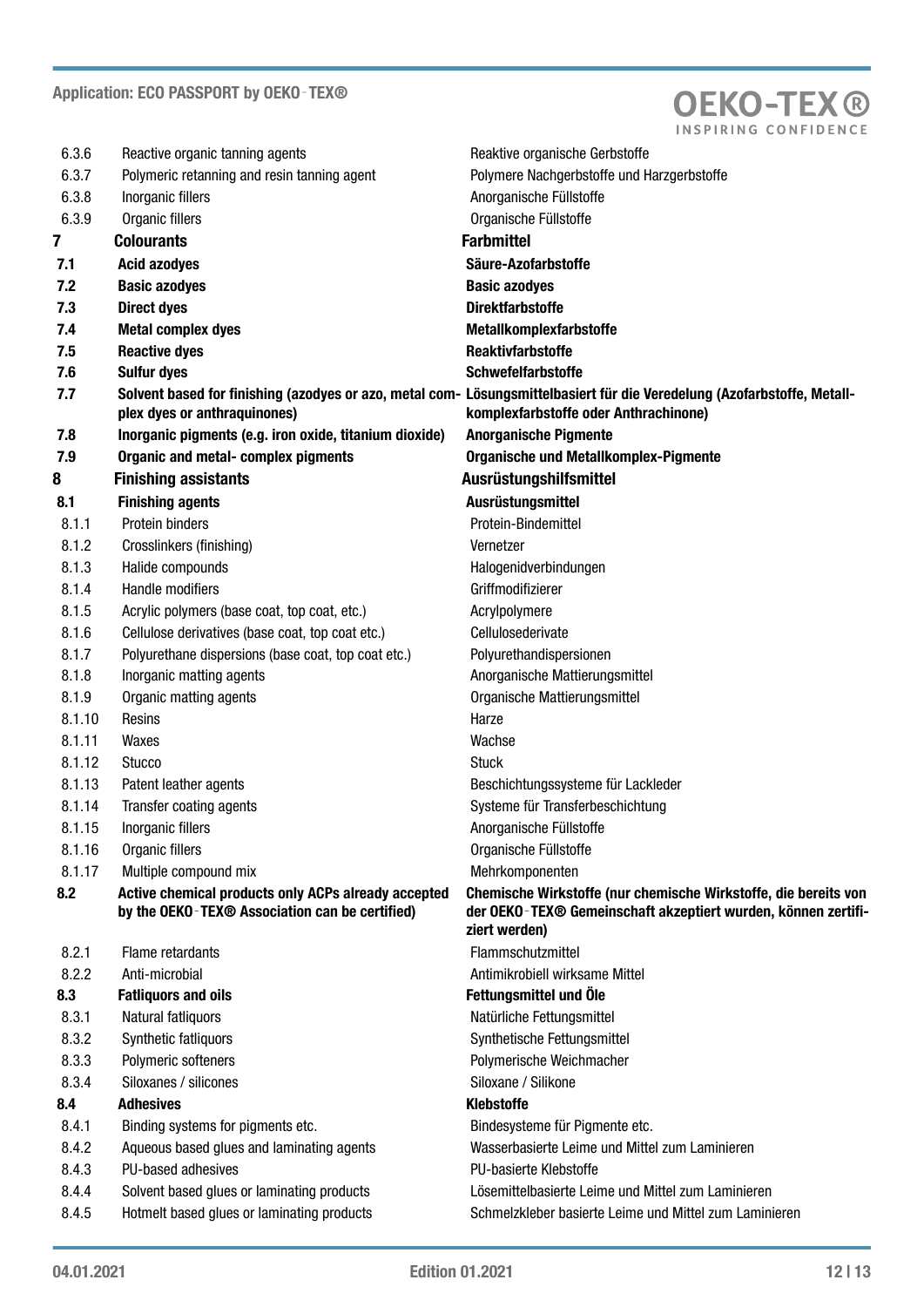| | | |
|---|---|---|
| 6.3.6 | Reactive organic tanning agents | Reaktive organische Gerbstoffe |
| 6.3.7 | Polymeric retanning and resin tanning agent | Polymere Nachgerbstoffe und Harzgerbstoffe |
| 6.3.8 | Inorganic fillers | Anorganische Füllstoffe |
| 6.3.9 | Organic fillers | Organische Füllstoffe |
| **7** | **Colourants** | **Farbmittel** |
| **7.1** | **Acid azodyes** | **Säure-Azofarbstoffe** |
| **7.2** | **Basic azodyes** | **Basic azodyes** |
| **7.3** | **Direct dyes** | **Direktfarbstoffe** |
| **7.4** | **Metal complex dyes** | **Metallkomplexfarbstoffe** |
| **7.5** | **Reactive dyes** | **Reaktivfarbstoffe** |
| **7.6** | **Sulfur dyes** | **Schwefelfarbstoffe** |
| **7.7** | **Solvent based for finishing (azodyes or azo, metal complex dyes or anthraquinones)** | **Lösungsmittelbasiert für die Veredelung (Azofarbstoffe, Metallkomplexfarbstoffe oder Anthrachinone)** |
| **7.8** | **Inorganic pigments (e.g. iron oxide, titanium dioxide)** | **Anorganische Pigmente** |
| **7.9** | **Organic and metal- complex pigments** | **Organische und Metallkomplex-Pigmente** |
| **8** | **Finishing assistants** | **Ausrüstungshilfsmittel** |
| **8.1** | **Finishing agents** | **Ausrüstungsmittel** |
| 8.1.1 | Protein binders | Protein-Bindemittel |
| 8.1.2 | Crosslinkers (finishing) | Vernetzer |
| 8.1.3 | Halide compounds | Halogenidverbindungen |
| 8.1.4 | Handle modifiers | Griffmodifizierer |
| 8.1.5 | Acrylic polymers (base coat, top coat, etc.) | Acrylpolymere |
| 8.1.6 | Cellulose derivatives (base coat, top coat etc.) | Cellulosederivate |
| 8.1.7 | Polyurethane dispersions (base coat, top coat etc.) | Polyurethandispersionen |
| 8.1.8 | Inorganic matting agents | Anorganische Mattierungsmittel |
| 8.1.9 | Organic matting agents | Organische Mattierungsmittel |
| 8.1.10 | Resins | Harze |
| 8.1.11 | Waxes | Wachse |
| 8.1.12 | Stucco | Stuck |
| 8.1.13 | Patent leather agents | Beschichtungssysteme für Lackleder |
| 8.1.14 | Transfer coating agents | Systeme für Transferbeschichtung |
| 8.1.15 | Inorganic fillers | Anorganische Füllstoffe |
| 8.1.16 | Organic fillers | Organische Füllstoffe |
| 8.1.17 | Multiple compound mix | Mehrkomponenten |
| **8.2** | **Active chemical products only ACPs already accepted by the OEKO-TEX® Association can be certified)** | **Chemische Wirkstoffe (nur chemische Wirkstoffe, die bereits von der OEKO-TEX® Gemeinschaft akzeptiert wurden, können zertifiziert werden)** |
| 8.2.1 | Flame retardants | Flammschutzmittel |
| 8.2.2 | Anti-microbial | Antimikrobiell wirksame Mittel |
| **8.3** | **Fatliquors and oils** | **Fettungsmittel und Öle** |
| 8.3.1 | Natural fatliquors | Natürliche Fettungsmittel |
| 8.3.2 | Synthetic fatliquors | Synthetische Fettungsmittel |
| 8.3.3 | Polymeric softeners | Polymerische Weichmacher |
| 8.3.4 | Siloxanes / silicones | Siloxane / Silikone |
| **8.4** | **Adhesives** | **Klebstoffe** |
| 8.4.1 | Binding systems for pigments etc. | Bindesysteme für Pigmente etc. |
| 8.4.2 | Aqueous based glues and laminating agents | Wasserbasierte Leime und Mittel zum Laminieren |
| 8.4.3 | PU-based adhesives | PU-basierte Klebstoffe |
| 8.4.4 | Solvent based glues or laminating products | Lösemittelbasierte Leime und Mittel zum Laminieren |
| 8.4.5 | Hotmelt based glues or laminating products | Schmelzkleber basierte Leime und Mittel zum Laminieren |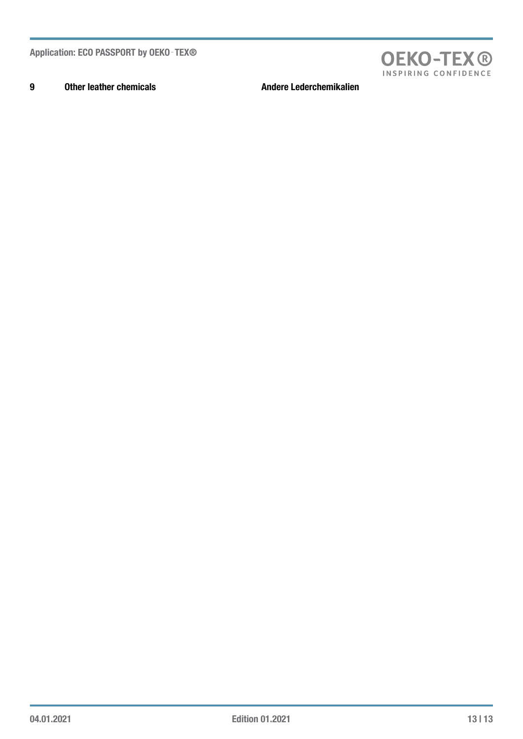| | | |
|---|---|---|
| **9** | **Other leather chemicals** | **Andere Lederchemikalien** |